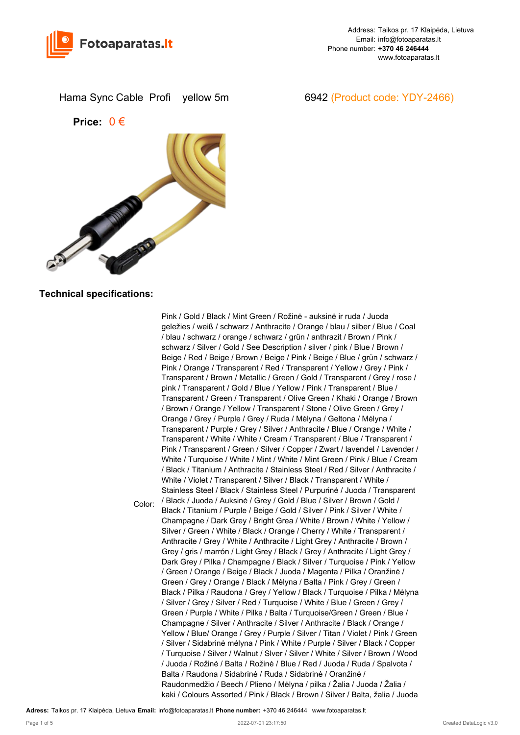Address: Taikos pr. 17 Klaipėda, Lietuva
Email: info@fotoaparatas.lt
Phone number: **+370 46 246444**
www.fotoaparatas.lt

# Hama Sync Cable Profi yellow 5m 6942 (Product code: YDY-2466)

**Price:** 0 €

## Technical specifications:

| | |
|---|---|
| Color: | Pink / Gold / Black / Mint Green / Rožinė - auksinė ir ruda / Juoda geležies / weiß / schwarz / Anthracite / Orange / blau / silber / Blue / Coal / blau / schwarz / orange / schwarz / grün / anthrazit / Brown / Pink / schwarz / Silver / Gold / See Description / silver / pink / Blue / Brown / Beige / Red / Beige / Brown / Beige / Pink / Beige / Blue / grün / schwarz / Pink / Orange / Transparent / Red / Transparent / Yellow / Grey / Pink / Transparent / Brown / Metallic / Green / Gold / Transparent / Grey / rose / pink / Transparent / Gold / Blue / Yellow / Pink / Transparent / Blue / Transparent / Green / Transparent / Olive Green / Khaki / Orange / Brown / Brown / Orange / Yellow / Transparent / Stone / Olive Green / Grey / Orange / Grey / Purple / Grey / Ruda / Mėlyna / Geltona / Mėlyna / Transparent / Purple / Grey / Silver / Anthracite / Blue / Orange / White / Transparent / White / White / Cream / Transparent / Blue / Transparent / Pink / Transparent / Green / Silver / Copper / Zwart / lavendel / Lavender / White / Turquoise / White / Mint / White / Mint Green / Pink / Blue / Cream / Black / Titanium / Anthracite / Stainless Steel / Red / Silver / Anthracite / White / Violet / Transparent / Silver / Black / Transparent / White / Stainless Steel / Black / Stainless Steel / Purpurinė / Juoda / Transparent / Black / Juoda / Auksinė / Grey / Gold / Blue / Silver / Brown / Gold / Black / Titanium / Purple / Beige / Gold / Silver / Pink / Silver / White / Champagne / Dark Grey / Bright Grea / White / Brown / White / Yellow / Silver / Green / White / Black / Orange / Cherry / White / Transparent / Anthracite / Grey / White / Anthracite / Light Grey / Anthracite / Brown / Grey / gris / marrón / Light Grey / Black / Grey / Anthracite / Light Grey / Dark Grey / Pilka / Champagne / Black / Silver / Turquoise / Pink / Yellow / Green / Orange / Beige / Black / Juoda / Magenta / Pilka / Oranžinė / Green / Grey / Orange / Black / Mėlyna / Balta / Pink / Grey / Green / Black / Pilka / Raudona / Grey / Yellow / Black / Turquoise / Pilka / Mėlyna / Silver / Grey / Silver / Red / Turquoise / White / Blue / Green / Grey / Green / Purple / White / Pilka / Balta / Turquoise/Green / Green / Blue / Champagne / Silver / Anthracite / Silver / Anthracite / Black / Orange / Yellow / Blue/ Orange / Grey / Purple / Silver / Titan / Violet / Pink / Green / Silver / Sidabrinė mėlyna / Pink / White / Purple / Silver / Black / Copper / Turquoise / Silver / Walnut / Slver / Silver / White / Silver / Brown / Wood / Juoda / Rožinė / Balta / Rožinė / Blue / Red / Juoda / Ruda / Spalvota / Balta / Raudona / Sidabrinė / Ruda / Sidabrinė / Oranžinė / Raudonmedžio / Beech / Plieno / Mėlyna / pilka / Žalia / Juoda / Žalia / kaki / Colours Assorted / Pink / Black / Brown / Silver / Balta, žalia / Juoda |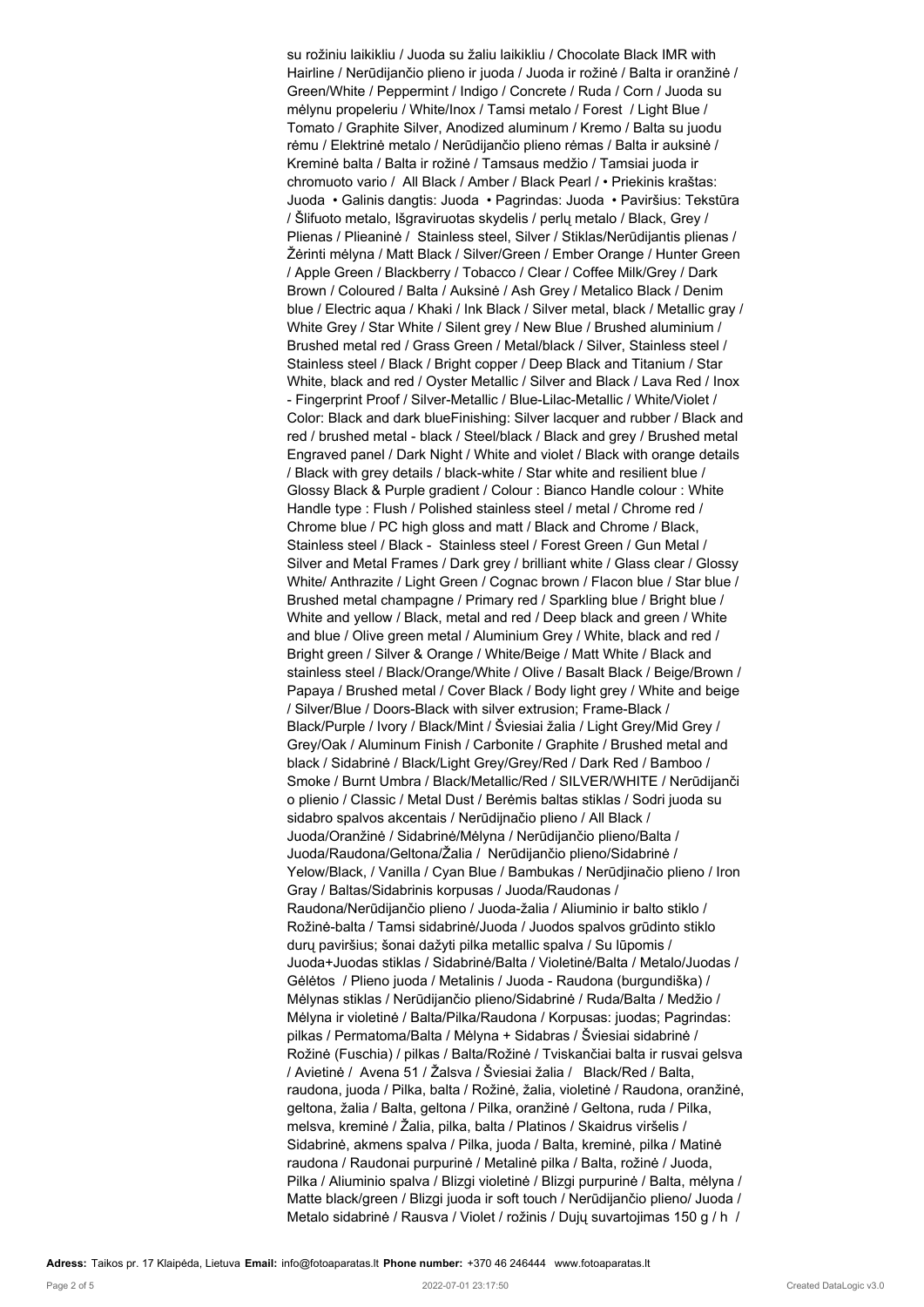su rožiniu laikikliu / Juoda su žaliu laikikliu / Chocolate Black IMR with Hairline / Nerūdijančio plieno ir juoda / Juoda ir rožinė / Balta ir oranžinė / Green/White / Peppermint / Indigo / Concrete / Ruda / Corn / Juoda su mėlynu propeleriu / White/Inox / Tamsi metalo / Forest / Light Blue / Tomato / Graphite Silver, Anodized aluminum / Kremo / Balta su juodu rėmu / Elektrinė metalo / Nerūdijančio plieno rėmas / Balta ir auksinė / Kreminė balta / Balta ir rožinė / Tamsaus medžio / Tamsiai juoda ir chromuoto vario / All Black / Amber / Black Pearl / • Priekinis kraštas: Juoda • Galinis dangtis: Juoda • Pagrindas: Juoda • Paviršius: Tekstūra / Šlifuoto metalo, Išgraviruotas skydelis / perlų metalo / Black, Grey / Plienas / Plieaninė / Stainless steel, Silver / Stiklas/Nerūdijantis plienas / Žėrinti mėlyna / Matt Black / Silver/Green / Ember Orange / Hunter Green / Apple Green / Blackberry / Tobacco / Clear / Coffee Milk/Grey / Dark Brown / Coloured / Balta / Auksinė / Ash Grey / Metalico Black / Denim blue / Electric aqua / Khaki / Ink Black / Silver metal, black / Metallic gray / White Grey / Star White / Silent grey / New Blue / Brushed aluminium / Brushed metal red / Grass Green / Metal/black / Silver, Stainless steel / Stainless steel / Black / Bright copper / Deep Black and Titanium / Star White, black and red / Oyster Metallic / Silver and Black / Lava Red / Inox - Fingerprint Proof / Silver-Metallic / Blue-Lilac-Metallic / White/Violet / Color: Black and dark blueFinishing: Silver lacquer and rubber / Black and red / brushed metal - black / Steel/black / Black and grey / Brushed metal Engraved panel / Dark Night / White and violet / Black with orange details / Black with grey details / black-white / Star white and resilient blue / Glossy Black & Purple gradient / Colour : Bianco Handle colour : White Handle type : Flush / Polished stainless steel / metal / Chrome red / Chrome blue / PC high gloss and matt / Black and Chrome / Black, Stainless steel / Black - Stainless steel / Forest Green / Gun Metal / Silver and Metal Frames / Dark grey / brilliant white / Glass clear / Glossy White/ Anthrazite / Light Green / Cognac brown / Flacon blue / Star blue / Brushed metal champagne / Primary red / Sparkling blue / Bright blue / White and yellow / Black, metal and red / Deep black and green / White and blue / Olive green metal / Aluminium Grey / White, black and red / Bright green / Silver & Orange / White/Beige / Matt White / Black and stainless steel / Black/Orange/White / Olive / Basalt Black / Beige/Brown / Papaya / Brushed metal / Cover Black / Body light grey / White and beige / Silver/Blue / Doors-Black with silver extrusion; Frame-Black / Black/Purple / Ivory / Black/Mint / Šviesiai žalia / Light Grey/Mid Grey / Grey/Oak / Aluminum Finish / Carbonite / Graphite / Brushed metal and black / Sidabrinė / Black/Light Grey/Grey/Red / Dark Red / Bamboo / Smoke / Burnt Umbra / Black/Metallic/Red / SILVER/WHITE / Nerūdijanči o plienio / Classic / Metal Dust / Berėmis baltas stiklas / Sodri juoda su sidabro spalvos akcentais / Nerūdijnačio plieno / All Black / Juoda/Oranžinė / Sidabrinė/Mėlyna / Nerūdijančio plieno/Balta / Juoda/Raudona/Geltona/Žalia / Nerūdijančio plieno/Sidabrinė / Yelow/Black, / Vanilla / Cyan Blue / Bambukas / Nerūdjinačio plieno / Iron Gray / Baltas/Sidabrinis korpusas / Juoda/Raudonas / Raudona/Nerūdijančio plieno / Juoda-žalia / Aliuminio ir balto stiklo / Rožinė-balta / Tamsi sidabrinė/Juoda / Juodos spalvos grūdinto stiklo durų paviršius; šonai dažyti pilka metallic spalva / Su lūpomis / Juoda+Juodas stiklas / Sidabrinė/Balta / Violetinė/Balta / Metalo/Juodas / Gėlėtos / Plieno juoda / Metalinis / Juoda - Raudona (burgundiška) / Mėlynas stiklas / Nerūdijančio plieno/Sidabrinė / Ruda/Balta / Medžio / Mėlyna ir violetinė / Balta/Pilka/Raudona / Korpusas: juodas; Pagrindas: pilkas / Permatoma/Balta / Mėlyna + Sidabras / Šviesiai sidabrinė / Rožinė (Fuschia) / pilkas / Balta/Rožinė / Tviskančiai balta ir rusvai gelsva / Avietinė / Avena 51 / Žalsva / Šviesiai žalia / Black/Red / Balta, raudona, juoda / Pilka, balta / Rožinė, žalia, violetinė / Raudona, oranžinė, geltona, žalia / Balta, geltona / Pilka, oranžinė / Geltona, ruda / Pilka, melsva, kreminė / Žalia, pilka, balta / Platinos / Skaidrus viršelis / Sidabrinė, akmens spalva / Pilka, juoda / Balta, kreminė, pilka / Matinė raudona / Raudonai purpurinė / Metalinė pilka / Balta, rožinė / Juoda, Pilka / Aliuminio spalva / Blizgi violetinė / Blizgi purpurinė / Balta, mėlyna / Matte black/green / Blizgi juoda ir soft touch / Nerūdijančio plieno/ Juoda / Metalo sidabrinė / Rausva / Violet / rožinis / Dujų suvartojimas 150 g / h /

**Adress:** Taikos pr. 17 Klaipėda, Lietuva **Email:** info@fotoaparatas.lt **Phone number:** +370 46 246444 www.fotoaparatas.lt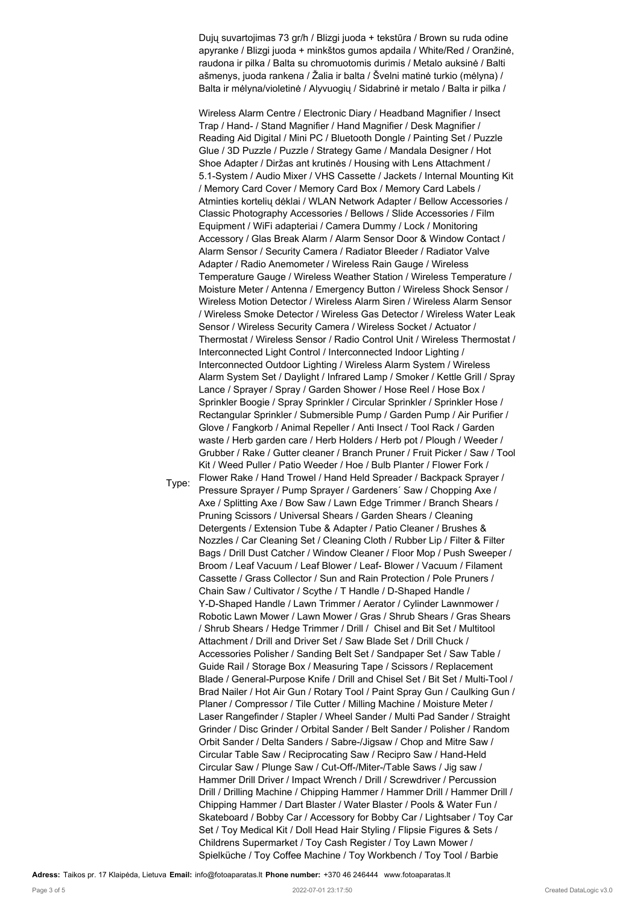Dujų suvartojimas 73 gr/h / Blizgi juoda + tekstūra / Brown su ruda odine apyranke / Blizgi juoda + minkštos gumos apdaila / White/Red / Oranžinė, raudona ir pilka / Balta su chromuotomis durimis / Metalo auksinė / Balti ašmenys, juoda rankena / Žalia ir balta / Švelni matinė turkio (mėlyna) / Balta ir mėlyna/violetinė / Alyvuogių / Sidabrinė ir metalo / Balta ir pilka /

Type: Wireless Alarm Centre / Electronic Diary / Headband Magnifier / Insect Trap / Hand- / Stand Magnifier / Hand Magnifier / Desk Magnifier / Reading Aid Digital / Mini PC / Bluetooth Dongle / Painting Set / Puzzle Glue / 3D Puzzle / Puzzle / Strategy Game / Mandala Designer / Hot Shoe Adapter / Diržas ant krutinės / Housing with Lens Attachment / 5.1-System / Audio Mixer / VHS Cassette / Jackets / Internal Mounting Kit / Memory Card Cover / Memory Card Box / Memory Card Labels / Atminties kortelių dėklai / WLAN Network Adapter / Bellow Accessories / Classic Photography Accessories / Bellows / Slide Accessories / Film Equipment / WiFi adapteriai / Camera Dummy / Lock / Monitoring Accessory / Glas Break Alarm / Alarm Sensor Door & Window Contact / Alarm Sensor / Security Camera / Radiator Bleeder / Radiator Valve Adapter / Radio Anemometer / Wireless Rain Gauge / Wireless Temperature Gauge / Wireless Weather Station / Wireless Temperature / Moisture Meter / Antenna / Emergency Button / Wireless Shock Sensor / Wireless Motion Detector / Wireless Alarm Siren / Wireless Alarm Sensor / Wireless Smoke Detector / Wireless Gas Detector / Wireless Water Leak Sensor / Wireless Security Camera / Wireless Socket / Actuator / Thermostat / Wireless Sensor / Radio Control Unit / Wireless Thermostat / Interconnected Light Control / Interconnected Indoor Lighting / Interconnected Outdoor Lighting / Wireless Alarm System / Wireless Alarm System Set / Daylight / Infrared Lamp / Smoker / Kettle Grill / Spray Lance / Sprayer / Spray / Garden Shower / Hose Reel / Hose Box / Sprinkler Boogie / Spray Sprinkler / Circular Sprinkler / Sprinkler Hose / Rectangular Sprinkler / Submersible Pump / Garden Pump / Air Purifier / Glove / Fangkorb / Animal Repeller / Anti Insect / Tool Rack / Garden waste / Herb garden care / Herb Holders / Herb pot / Plough / Weeder / Grubber / Rake / Gutter cleaner / Branch Pruner / Fruit Picker / Saw / Tool Kit / Weed Puller / Patio Weeder / Hoe / Bulb Planter / Flower Fork / Flower Rake / Hand Trowel / Hand Held Spreader / Backpack Sprayer / Pressure Sprayer / Pump Sprayer / Gardeners´ Saw / Chopping Axe / Axe / Splitting Axe / Bow Saw / Lawn Edge Trimmer / Branch Shears / Pruning Scissors / Universal Shears / Garden Shears / Cleaning Detergents / Extension Tube & Adapter / Patio Cleaner / Brushes & Nozzles / Car Cleaning Set / Cleaning Cloth / Rubber Lip / Filter & Filter Bags / Drill Dust Catcher / Window Cleaner / Floor Mop / Push Sweeper / Broom / Leaf Vacuum / Leaf Blower / Leaf- Blower / Vacuum / Filament Cassette / Grass Collector / Sun and Rain Protection / Pole Pruners / Chain Saw / Cultivator / Scythe / T Handle / D-Shaped Handle / Y-D-Shaped Handle / Lawn Trimmer / Aerator / Cylinder Lawnmower / Robotic Lawn Mower / Lawn Mower / Gras / Shrub Shears / Gras Shears / Shrub Shears / Hedge Trimmer / Drill / Chisel and Bit Set / Multitool Attachment / Drill and Driver Set / Saw Blade Set / Drill Chuck / Accessories Polisher / Sanding Belt Set / Sandpaper Set / Saw Table / Guide Rail / Storage Box / Measuring Tape / Scissors / Replacement Blade / General-Purpose Knife / Drill and Chisel Set / Bit Set / Multi-Tool / Brad Nailer / Hot Air Gun / Rotary Tool / Paint Spray Gun / Caulking Gun / Planer / Compressor / Tile Cutter / Milling Machine / Moisture Meter / Laser Rangefinder / Stapler / Wheel Sander / Multi Pad Sander / Straight Grinder / Disc Grinder / Orbital Sander / Belt Sander / Polisher / Random Orbit Sander / Delta Sanders / Sabre-/Jigsaw / Chop and Mitre Saw / Circular Table Saw / Reciprocating Saw / Recipro Saw / Hand-Held Circular Saw / Plunge Saw / Cut-Off-/Miter-/Table Saws / Jig saw / Hammer Drill Driver / Impact Wrench / Drill / Screwdriver / Percussion Drill / Drilling Machine / Chipping Hammer / Hammer Drill / Hammer Drill / Chipping Hammer / Dart Blaster / Water Blaster / Pools & Water Fun / Skateboard / Bobby Car / Accessory for Bobby Car / Lightsaber / Toy Car Set / Toy Medical Kit / Doll Head Hair Styling / Flipsie Figures & Sets / Childrens Supermarket / Toy Cash Register / Toy Lawn Mower / Spielküche / Toy Coffee Machine / Toy Workbench / Toy Tool / Barbie

**Adress:** Taikos pr. 17 Klaipėda, Lietuva **Email:** info@fotoaparatas.lt **Phone number:** +370 46 246444 www.fotoaparatas.lt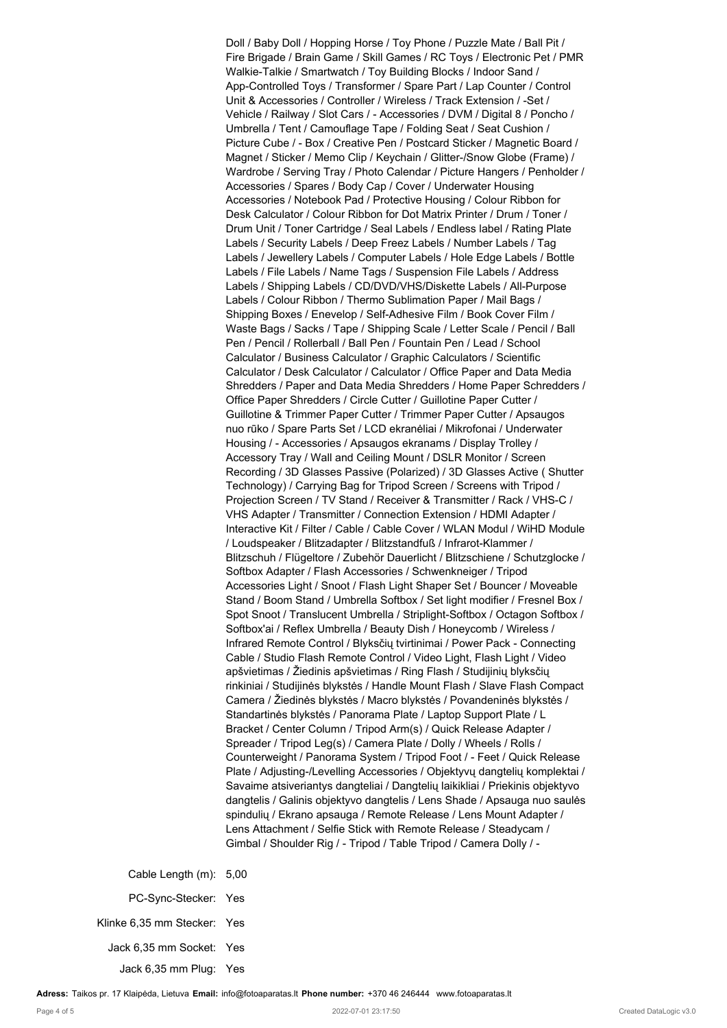Doll / Baby Doll / Hopping Horse / Toy Phone / Puzzle Mate / Ball Pit / Fire Brigade / Brain Game / Skill Games / RC Toys / Electronic Pet / PMR Walkie-Talkie / Smartwatch / Toy Building Blocks / Indoor Sand / App-Controlled Toys / Transformer / Spare Part / Lap Counter / Control Unit & Accessories / Controller / Wireless / Track Extension / -Set / Vehicle / Railway / Slot Cars / - Accessories / DVM / Digital 8 / Poncho / Umbrella / Tent / Camouflage Tape / Folding Seat / Seat Cushion / Picture Cube / - Box / Creative Pen / Postcard Sticker / Magnetic Board / Magnet / Sticker / Memo Clip / Keychain / Glitter-/Snow Globe (Frame) / Wardrobe / Serving Tray / Photo Calendar / Picture Hangers / Penholder / Accessories / Spares / Body Cap / Cover / Underwater Housing Accessories / Notebook Pad / Protective Housing / Colour Ribbon for Desk Calculator / Colour Ribbon for Dot Matrix Printer / Drum / Toner / Drum Unit / Toner Cartridge / Seal Labels / Endless label / Rating Plate Labels / Security Labels / Deep Freez Labels / Number Labels / Tag Labels / Jewellery Labels / Computer Labels / Hole Edge Labels / Bottle Labels / File Labels / Name Tags / Suspension File Labels / Address Labels / Shipping Labels / CD/DVD/VHS/Diskette Labels / All-Purpose Labels / Colour Ribbon / Thermo Sublimation Paper / Mail Bags / Shipping Boxes / Enevelop / Self-Adhesive Film / Book Cover Film / Waste Bags / Sacks / Tape / Shipping Scale / Letter Scale / Pencil / Ball Pen / Pencil / Rollerball / Ball Pen / Fountain Pen / Lead / School Calculator / Business Calculator / Graphic Calculators / Scientific Calculator / Desk Calculator / Calculator / Office Paper and Data Media Shredders / Paper and Data Media Shredders / Home Paper Schredders / Office Paper Shredders / Circle Cutter / Guillotine Paper Cutter / Guillotine & Trimmer Paper Cutter / Trimmer Paper Cutter / Apsaugos nuo rūko / Spare Parts Set / LCD ekranėliai / Mikrofonai / Underwater Housing / - Accessories / Apsaugos ekranams / Display Trolley / Accessory Tray / Wall and Ceiling Mount / DSLR Monitor / Screen Recording / 3D Glasses Passive (Polarized) / 3D Glasses Active ( Shutter Technology) / Carrying Bag for Tripod Screen / Screens with Tripod / Projection Screen / TV Stand / Receiver & Transmitter / Rack / VHS-C / VHS Adapter / Transmitter / Connection Extension / HDMI Adapter / Interactive Kit / Filter / Cable / Cable Cover / WLAN Modul / WiHD Module / Loudspeaker / Blitzadapter / Blitzstandfuß / Infrarot-Klammer / Blitzschuh / Flügeltore / Zubehör Dauerlicht / Blitzschiene / Schutzglocke / Softbox Adapter / Flash Accessories / Schwenkneiger / Tripod Accessories Light / Snoot / Flash Light Shaper Set / Bouncer / Moveable Stand / Boom Stand / Umbrella Softbox / Set light modifier / Fresnel Box / Spot Snoot / Translucent Umbrella / Striplight-Softbox / Octagon Softbox / Softbox'ai / Reflex Umbrella / Beauty Dish / Honeycomb / Wireless / Infrared Remote Control / Blykščių tvirtinimai / Power Pack - Connecting Cable / Studio Flash Remote Control / Video Light, Flash Light / Video apšvietimas / Žiedinis apšvietimas / Ring Flash / Studijinių blykščių rinkiniai / Studijinės blykstės / Handle Mount Flash / Slave Flash Compact Camera / Žiedinės blykstės / Macro blykstės / Povandeninės blykstės / Standartinės blykstės / Panorama Plate / Laptop Support Plate / L Bracket / Center Column / Tripod Arm(s) / Quick Release Adapter / Spreader / Tripod Leg(s) / Camera Plate / Dolly / Wheels / Rolls / Counterweight / Panorama System / Tripod Foot / - Feet / Quick Release Plate / Adjusting-/Levelling Accessories / Objektyvų dangtelių komplektai / Savaime atsiveriantys dangteliai / Dangtelių laikikliai / Priekinis objektyvo dangtelis / Galinis objektyvo dangtelis / Lens Shade / Apsauga nuo saulės spindulių / Ekrano apsauga / Remote Release / Lens Mount Adapter / Lens Attachment / Selfie Stick with Remote Release / Steadycam / Gimbal / Shoulder Rig / - Tripod / Table Tripod / Camera Dolly / -

| | |
|---|---|
| Cable Length (m): | 5,00 |
| PC-Sync-Stecker: | Yes |
| Klinke 6,35 mm Stecker: | Yes |
| Jack 6,35 mm Socket: | Yes |
| Jack 6,35 mm Plug: | Yes |

**Adress:** Taikos pr. 17 Klaipėda, Lietuva **Email:** info@fotoaparatas.lt **Phone number:** +370 46 246444 www.fotoaparatas.lt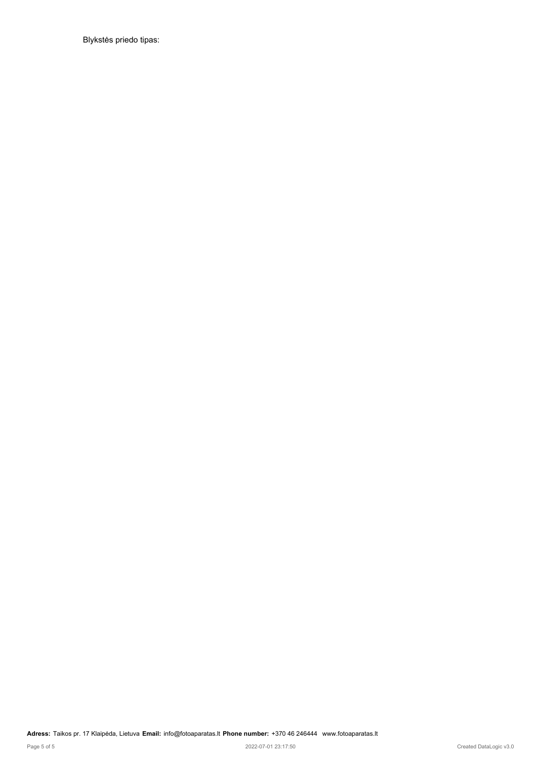Blykstės priedo tipas: